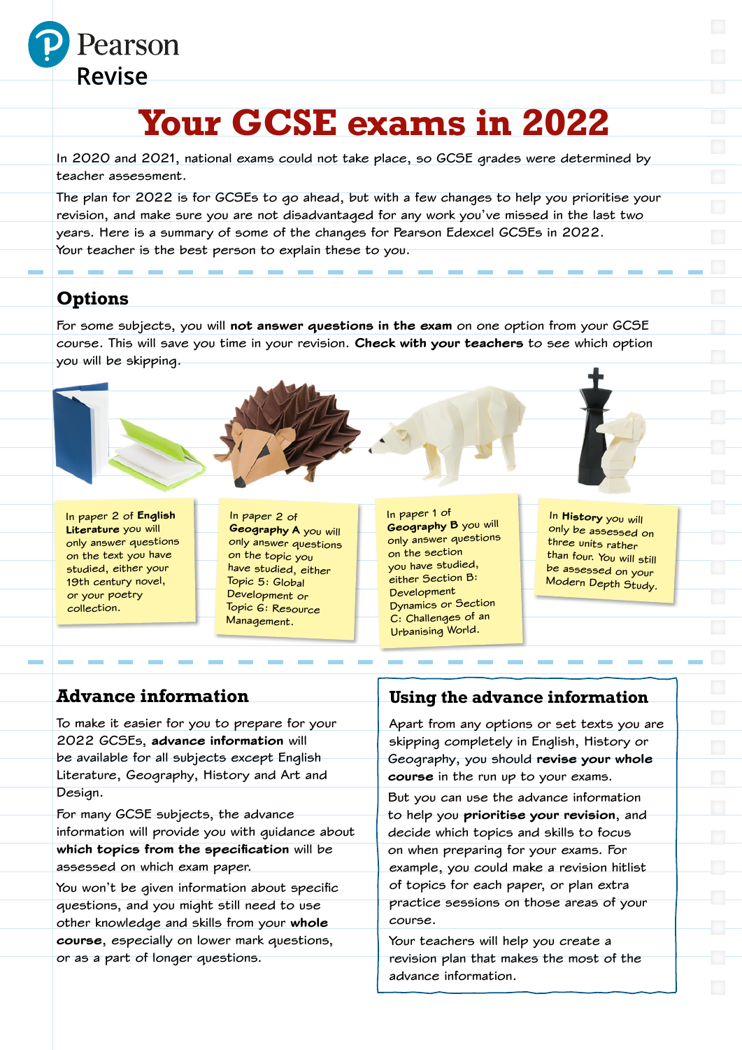Pearson Revise

# Your GCSE exams in 2022

In 2020 and 2021, national exams could not take place, so GCSE grades were determined by teacher assessment.

The plan for 2022 is for GCSEs to go ahead, but with a few changes to help you prioritise your revision, and make sure you are not disadvantaged for any work you've missed in the last two years. Here is a summary of some of the changes for Pearson Edexcel GCSEs in 2022. Your teacher is the best person to explain these to you.

## Options

For some subjects, you will **not answer questions in the exam** on one option from your GCSE course. This will save you time in your revision. **Check with your teachers** to see which option you will be skipping.

In paper 2 of **English Literature** you will only answer questions on the text you have studied, either your 19th century novel, or your poetry collection.

In paper 2 of **Geography A** you will only answer questions on the topic you have studied, either Topic 5: Global Development or Topic 6: Resource Management.

In paper 1 of **Geography B** you will only answer questions on the section you have studied, either Section B: Development Dynamics or Section C: Challenges of an Urbanising World.

In **History** you will only be assessed on three units rather than four. You will still be assessed on your Modern Depth Study.

## Advance information

To make it easier for you to prepare for your 2022 GCSEs, **advance information** will be available for all subjects except English Literature, Geography, History and Art and Design.

For many GCSE subjects, the advance information will provide you with guidance about **which topics from the specification** will be assessed on which exam paper.

You won't be given information about specific questions, and you might still need to use other knowledge and skills from your **whole course**, especially on lower mark questions, or as a part of longer questions.

## Using the advance information

Apart from any options or set texts you are skipping completely in English, History or Geography, you should **revise your whole course** in the run up to your exams.

But you can use the advance information to help you **prioritise your revision**, and decide which topics and skills to focus on when preparing for your exams. For example, you could make a revision hitlist of topics for each paper, or plan extra practice sessions on those areas of your course.

Your teachers will help you create a revision plan that makes the most of the advance information.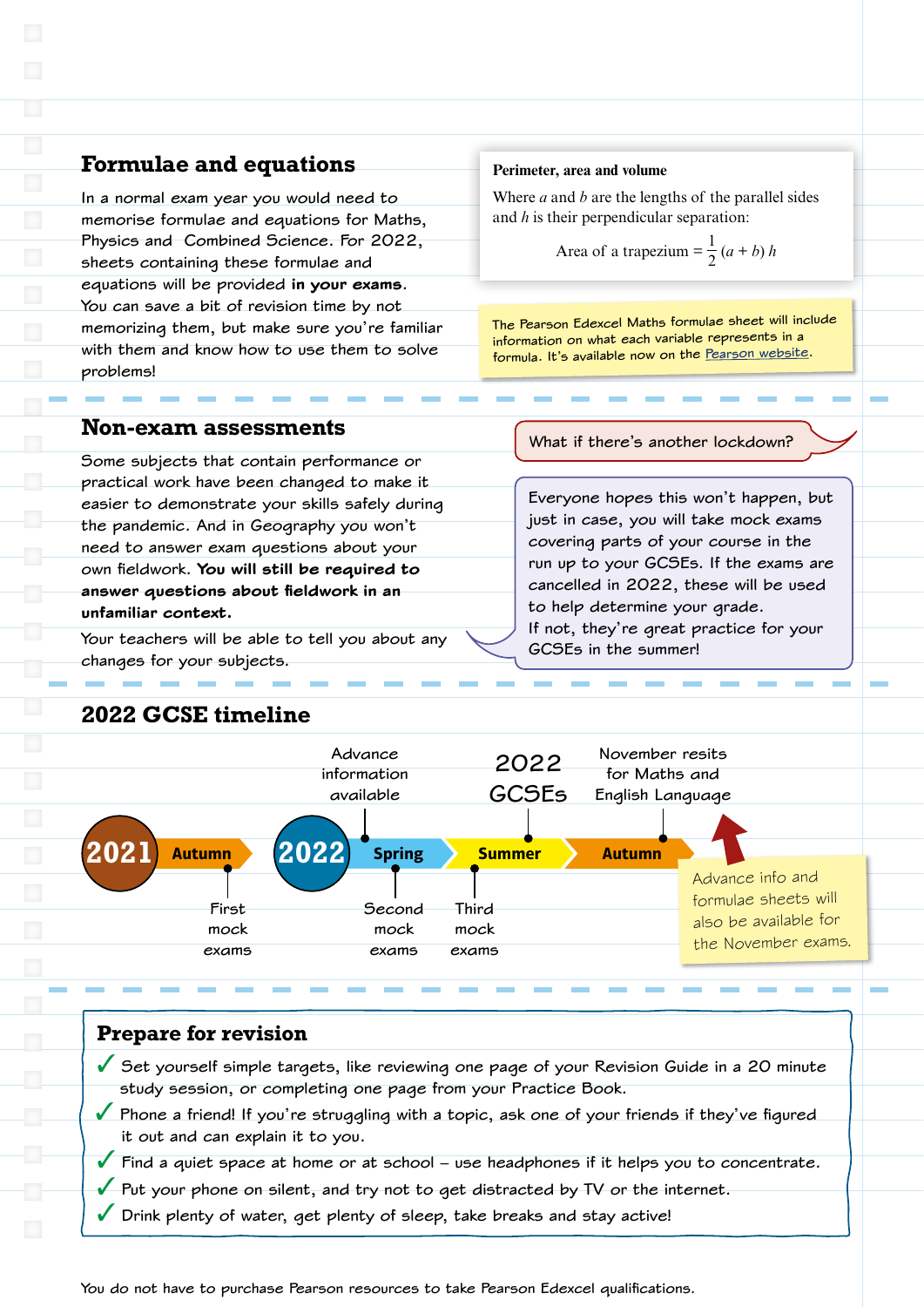## Formulae and equations

In a normal exam year you would need to memorise formulae and equations for Maths, Physics and Combined Science. For 2022, sheets containing these formulae and equations will be provided **in your exams**. You can save a bit of revision time by not memorizing them, but make sure you're familiar with them and know how to use them to solve problems!

**Perimeter, area and volume**

Where $a$ and $b$ are the lengths of the parallel sides and $h$ is their perpendicular separation:

$$\text{Area of a trapezium} = \frac{1}{2}(a + b)h$$

The Pearson Edexcel Maths formulae sheet will include information on what each variable represents in a formula. It's available now on the Pearson website.

## Non-exam assessments

Some subjects that contain performance or practical work have been changed to make it easier to demonstrate your skills safely during the pandemic. And in Geography you won't need to answer exam questions about your own fieldwork. **You will still be required to answer questions about fieldwork in an unfamiliar context.**

Your teachers will be able to tell you about any changes for your subjects.

**What if there's another lockdown?**

Everyone hopes this won't happen, but just in case, you will take mock exams covering parts of your course in the run up to your GCSEs. If the exams are cancelled in 2022, these will be used to help determine your grade.
If not, they're great practice for your GCSEs in the summer!

## 2022 GCSE timeline

2021
Autumn
First mock exams

2022
Spring
Advance information available
Second mock exams

Summer
2022 GCSEs
Third mock exams

Autumn
November resits for Maths and English Language

Advance info and formulae sheets will also be available for the November exams.

## Prepare for revision

- ✓ Set yourself simple targets, like reviewing one page of your Revision Guide in a 20 minute study session, or completing one page from your Practice Book.
- ✓ Phone a friend! If you're struggling with a topic, ask one of your friends if they've figured it out and can explain it to you.
- ✓ Find a quiet space at home or at school – use headphones if it helps you to concentrate.
- ✓ Put your phone on silent, and try not to get distracted by TV or the internet.
- ✓ Drink plenty of water, get plenty of sleep, take breaks and stay active!

You do not have to purchase Pearson resources to take Pearson Edexcel qualifications.